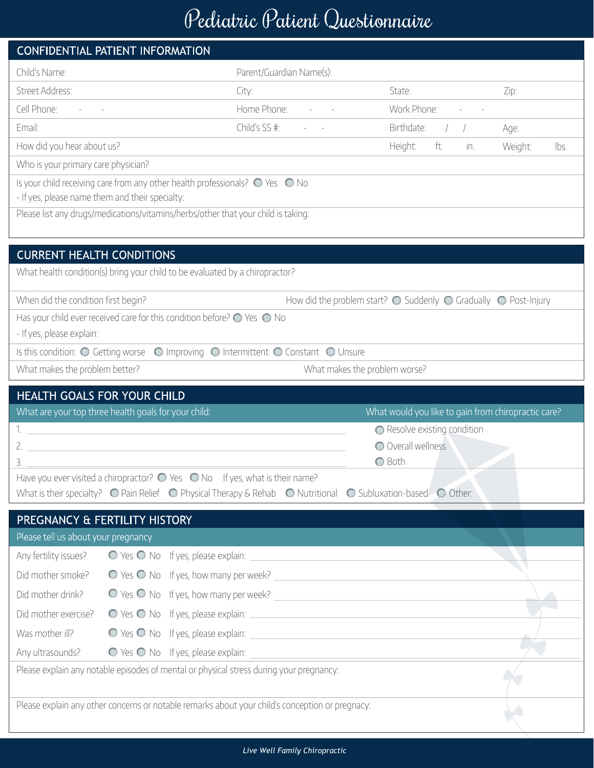# Pediatric Patient Questionnaire

## CONFIDENTIAL PATIENT INFORMATION

| | | | |
|---|---|---|---|
| Child's Name: | Parent/Guardian Name(s): | | |
| Street Address: | City: | State: | Zip: |
| Cell Phone: - - | Home Phone: - - | Work Phone: - - | |
| Email: | Child's SS #: - - | Birthdate: / / | Age: |
| How did you hear about us? | | Height: ft. in. | Weight: lbs. |

Who is your primary care physician?

Is your child receiving care from any other health professionals? ○ Yes ○ No
- If yes, please name them and their specialty:

Please list any drugs/medications/vitamins/herbs/other that your child is taking:

## CURRENT HEALTH CONDITIONS

What health condition(s) bring your child to be evaluated by a chiropractor?

When did the condition first begin?

How did the problem start? ○ Suddenly ○ Gradually ○ Post-Injury

Has your child ever received care for this condition before? ○ Yes ○ No
- If yes, please explain:

Is this condition: ○ Getting worse ○ Improving ○ Intermittent ○ Constant ○ Unsure

What makes the problem better?

What makes the problem worse?

## HEALTH GOALS FOR YOUR CHILD

What are your top three health goals for your child:

1. ______________________
2. ______________________
3. ______________________

What would you like to gain from chiropractic care?

○ Resolve existing condition
○ Overall wellness
○ Both

Have you ever visited a chiropractor? ○ Yes ○ No If yes, what is their name?

What is their specialty? ○ Pain Relief ○ Physical Therapy & Rehab ○ Nutritional ○ Subluxation-based ○ Other:

## PREGNANCY & FERTILITY HISTORY

Please tell us about your pregnancy

| | | |
|---|---|---|
| Any fertility issues? | ○ Yes ○ No | If yes, please explain: |
| Did mother smoke? | ○ Yes ○ No | If yes, how many per week? |
| Did mother drink? | ○ Yes ○ No | If yes, how many per week? |
| Did mother exercise? | ○ Yes ○ No | If yes, please explain: |
| Was mother ill? | ○ Yes ○ No | If yes, please explain: |
| Any ultrasounds? | ○ Yes ○ No | If yes, please explain: |

Please explain any notable episodes of mental or physical stress during your pregnancy:

Please explain any other concerns or notable remarks about your child's conception or pregnacy:

*Live Well Family Chiropractic*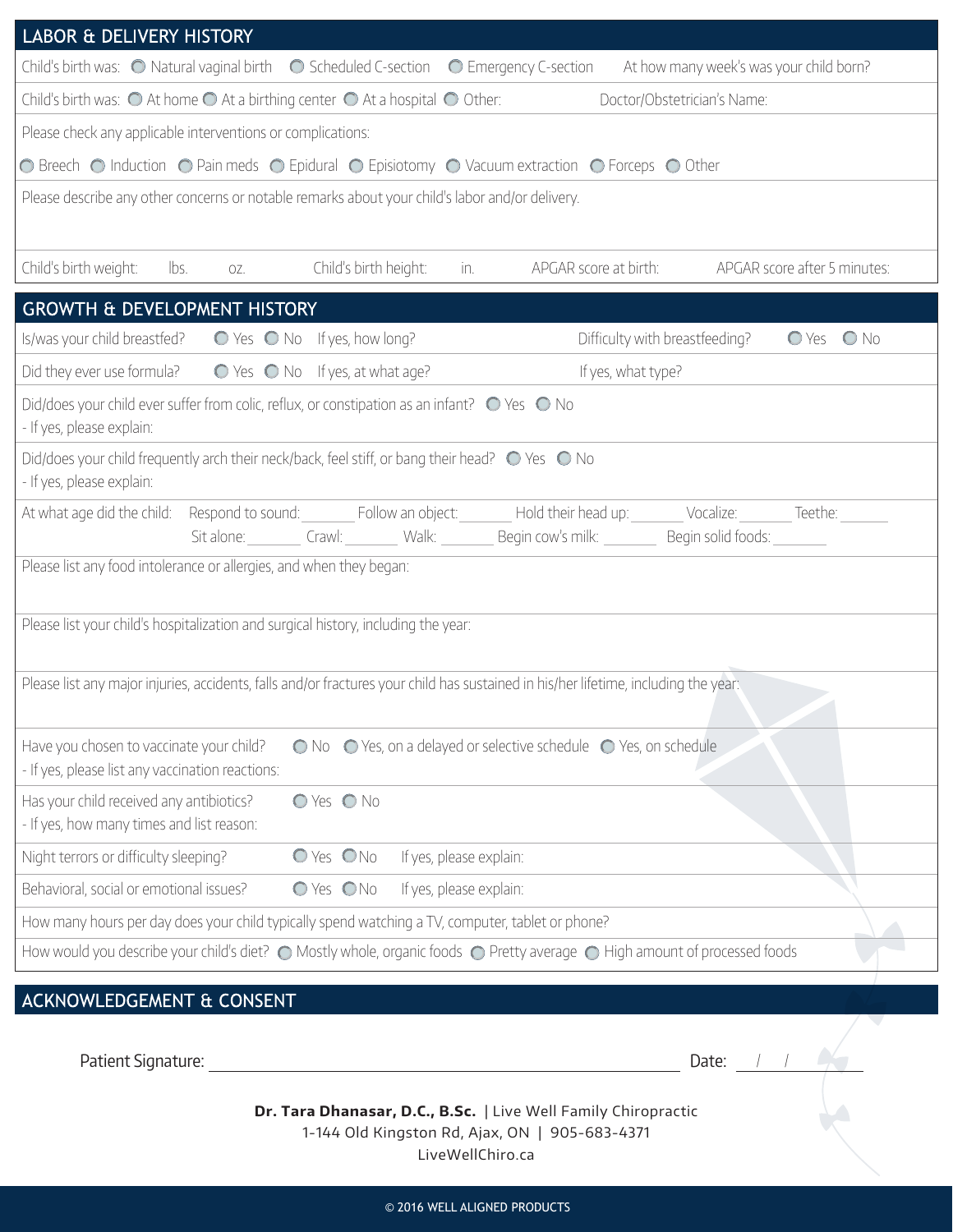## LABOR & DELIVERY HISTORY

Child's birth was: ○ Natural vaginal birth ○ Scheduled C-section ○ Emergency C-section At how many week's was your child born?

Child's birth was: ○ At home ○ At a birthing center ○ At a hospital ○ Other: Doctor/Obstetrician's Name:

Please check any applicable interventions or complications:

○ Breech ○ Induction ○ Pain meds ○ Epidural ○ Episiotomy ○ Vacuum extraction ○ Forceps ○ Other

Please describe any other concerns or notable remarks about your child's labor and/or delivery.

Child's birth weight: lbs. oz. Child's birth height: in. APGAR score at birth: APGAR score after 5 minutes:

## GROWTH & DEVELOPMENT HISTORY

Is/was your child breastfed? ○ Yes ○ No If yes, how long? Difficulty with breastfeeding? ○ Yes ○ No

Did they ever use formula? ○ Yes ○ No If yes, at what age? If yes, what type?

Did/does your child ever suffer from colic, reflux, or constipation as an infant? ○ Yes ○ No
- If yes, please explain:

Did/does your child frequently arch their neck/back, feel stiff, or bang their head? ○ Yes ○ No
- If yes, please explain:

At what age did the child: Respond to sound:\_\_\_\_\_\_ Follow an object:\_\_\_\_\_\_ Hold their head up:\_\_\_\_\_\_ Vocalize:\_\_\_\_\_\_ Teethe:\_\_\_\_\_\_
Sit alone:\_\_\_\_\_\_ Crawl:\_\_\_\_\_\_ Walk:\_\_\_\_\_\_ Begin cow's milk:\_\_\_\_\_\_ Begin solid foods:\_\_\_\_\_\_

Please list any food intolerance or allergies, and when they began:

Please list your child's hospitalization and surgical history, including the year:

Please list any major injuries, accidents, falls and/or fractures your child has sustained in his/her lifetime, including the year:

Have you chosen to vaccinate your child? ○ No ○ Yes, on a delayed or selective schedule ○ Yes, on schedule
- If yes, please list any vaccination reactions:

Has your child received any antibiotics? ○ Yes ○ No
- If yes, how many times and list reason:

Night terrors or difficulty sleeping? ○ Yes ○ No If yes, please explain:

Behavioral, social or emotional issues? ○ Yes ○ No If yes, please explain:

How many hours per day does your child typically spend watching a TV, computer, tablet or phone?

How would you describe your child's diet? ○ Mostly whole, organic foods ○ Pretty average ○ High amount of processed foods

## ACKNOWLEDGEMENT & CONSENT

Patient Signature: \_\_\_\_\_\_\_\_\_\_\_\_\_\_\_\_\_\_\_\_\_\_\_\_\_\_\_\_\_\_\_\_\_\_\_\_\_\_ Date: / /

**Dr. Tara Dhanasar, D.C., B.Sc.** | Live Well Family Chiropractic
1-144 Old Kingston Rd, Ajax, ON | 905-683-4371
LiveWellChiro.ca

© 2016 WELL ALIGNED PRODUCTS